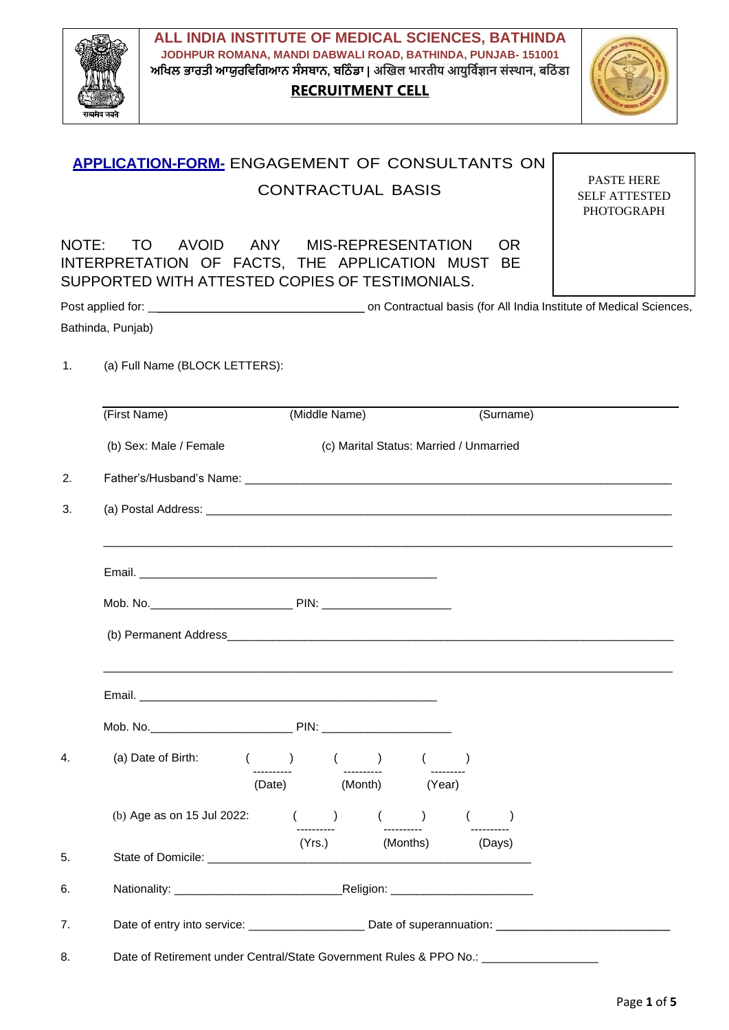# ALL INDIA INSTITUTE OF MEDICAL SCIENCES, BATHINDA

**JODHPUR ROMANA, MANDI DABWALI ROAD, BATHINDA, PUNJAB- 151001**

**ਅਖਿਲ ਭਾਰਤੀ ਆਯੁਰਵਿਗਿਆਨ ਸੰਸਥਾਨ, ਬਠਿੰਡਾ | अखिल भारतीय आयुर्विज्ञान संस्थान, बठिंडा**

**RECRUITMENT CELL**

## APPLICATION-FORM- ENGAGEMENT OF CONSULTANTS ON CONTRACTUAL BASIS

PASTE HERE SELF ATTESTED PHOTOGRAPH

NOTE: TO AVOID ANY MIS-REPRESENTATION OR INTERPRETATION OF FACTS, THE APPLICATION MUST BE SUPPORTED WITH ATTESTED COPIES OF TESTIMONIALS.

Post applied for: ________________________________ on Contractual basis (for All India Institute of Medical Sciences, Bathinda, Punjab)

1. (a) Full Name (BLOCK LETTERS):

   ______________________________________________________________

   (First Name) (Middle Name) (Surname)

   (b) Sex: Male / Female (c) Marital Status: Married / Unmarried

2. Father's/Husband's Name: ______________________________________________________________

3. (a) Postal Address: ______________________________________________________________

   ______________________________________________________________

   Email. ____________________________________________

   Mob. No.______________________ PIN: ____________________

   (b) Permanent Address______________________________________________________________

   ______________________________________________________________

   Email. ____________________________________________

   Mob. No.______________________ PIN: ____________________

4. (a) Date of Birth: ( ) ( ) ( )

   (Date) (Month) (Year)

   (b) Age as on 15 Jul 2022: ( ) ( ) ( )

   (Yrs.) (Months) (Days)

5. State of Domicile: ______________________________________________

6. Nationality: _________________________Religion: ______________________

7. Date of entry into service: _________________ Date of superannuation: __________________________

8. Date of Retirement under Central/State Government Rules & PPO No.: _________________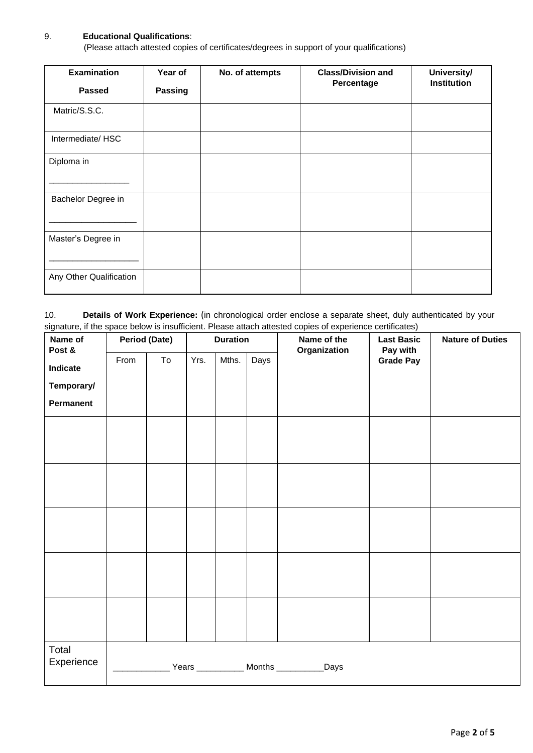9. **Educational Qualifications**:
(Please attach attested copies of certificates/degrees in support of your qualifications)

| Examination Passed | Year of Passing | No. of attempts | Class/Division and Percentage | University/ Institution |
|---|---|---|---|---|
| Matric/S.S.C. | | | | |
| Intermediate/ HSC | | | | |
| Diploma in ________________ | | | | |
| Bachelor Degree in __________________ | | | | |
| Master's Degree in ___________________ | | | | |
| Any Other Qualification | | | | |

10. **Details of Work Experience:** (in chronological order enclose a separate sheet, duly authenticated by your signature, if the space below is insufficient. Please attach attested copies of experience certificates)

| Name of Post & Indicate Temporary/ Permanent | Period (Date) | | Duration | | | Name of the Organization | Last Basic Pay with Grade Pay | Nature of Duties |
|---|---|---|---|---|---|---|---|---|
| | From | To | Yrs. | Mths. | Days | | | |
| | | | | | | | | |
| | | | | | | | | |
| | | | | | | | | |
| | | | | | | | | |
| | | | | | | | | |
| Total Experience | ____________ Years __________ Months __________Days | | | | | | | |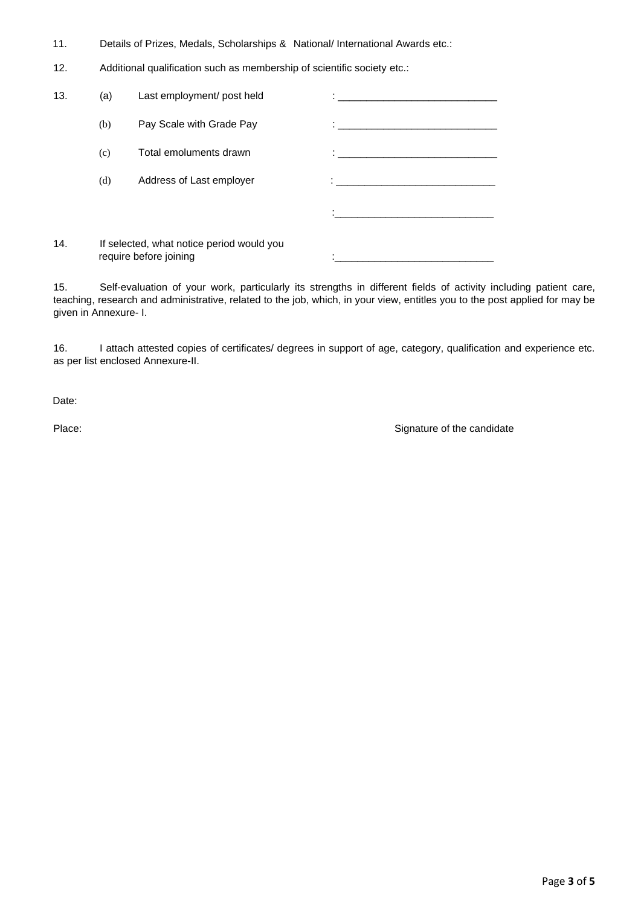11. Details of Prizes, Medals, Scholarships & National/ International Awards etc.:

12. Additional qualification such as membership of scientific society etc.:

13. (a) Last employment/ post held : ____________________________

(b) Pay Scale with Grade Pay : ____________________________

(c) Total emoluments drawn : ____________________________

(d) Address of Last employer : ____________________________

: ____________________________

14. If selected, what notice period would you require before joining : ____________________________

15. Self-evaluation of your work, particularly its strengths in different fields of activity including patient care, teaching, research and administrative, related to the job, which, in your view, entitles you to the post applied for may be given in Annexure- I.

16. I attach attested copies of certificates/ degrees in support of age, category, qualification and experience etc. as per list enclosed Annexure-II.

Date:

Place: Signature of the candidate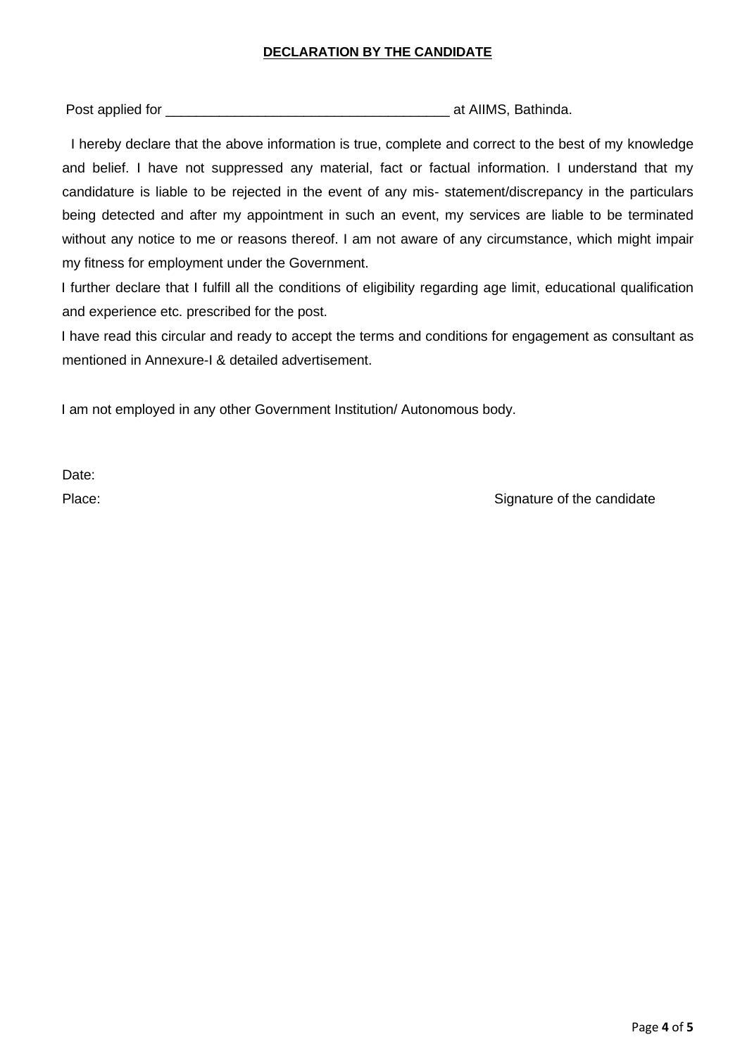**DECLARATION BY THE CANDIDATE**

Post applied for ____________________________________ at AIIMS, Bathinda.

I hereby declare that the above information is true, complete and correct to the best of my knowledge and belief. I have not suppressed any material, fact or factual information. I understand that my candidature is liable to be rejected in the event of any mis- statement/discrepancy in the particulars being detected and after my appointment in such an event, my services are liable to be terminated without any notice to me or reasons thereof. I am not aware of any circumstance, which might impair my fitness for employment under the Government.

I further declare that I fulfill all the conditions of eligibility regarding age limit, educational qualification and experience etc. prescribed for the post.

I have read this circular and ready to accept the terms and conditions for engagement as consultant as mentioned in Annexure-I & detailed advertisement.

I am not employed in any other Government Institution/ Autonomous body.

Date:

Place: Signature of the candidate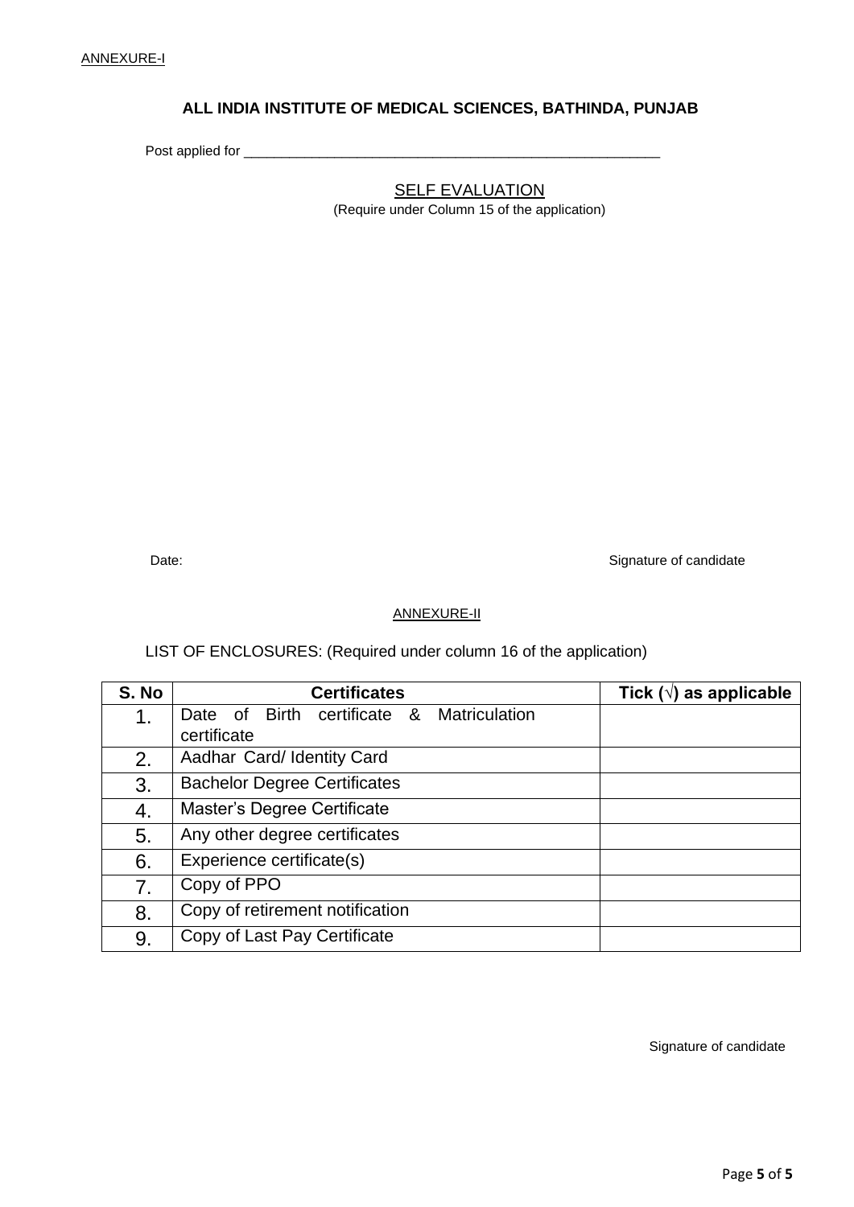ANNEXURE-I

## ALL INDIA INSTITUTE OF MEDICAL SCIENCES, BATHINDA, PUNJAB

Post applied for ___________________________________________________________

### SELF EVALUATION

(Require under Column 15 of the application)

Date: Signature of candidate

ANNEXURE-II

LIST OF ENCLOSURES: (Required under column 16 of the application)

| S. No | Certificates | Tick (√) as applicable |
|---|---|---|
| 1. | Date of Birth certificate & Matriculation certificate | |
| 2. | Aadhar Card/ Identity Card | |
| 3. | Bachelor Degree Certificates | |
| 4. | Master's Degree Certificate | |
| 5. | Any other degree certificates | |
| 6. | Experience certificate(s) | |
| 7. | Copy of PPO | |
| 8. | Copy of retirement notification | |
| 9. | Copy of Last Pay Certificate | |

Signature of candidate